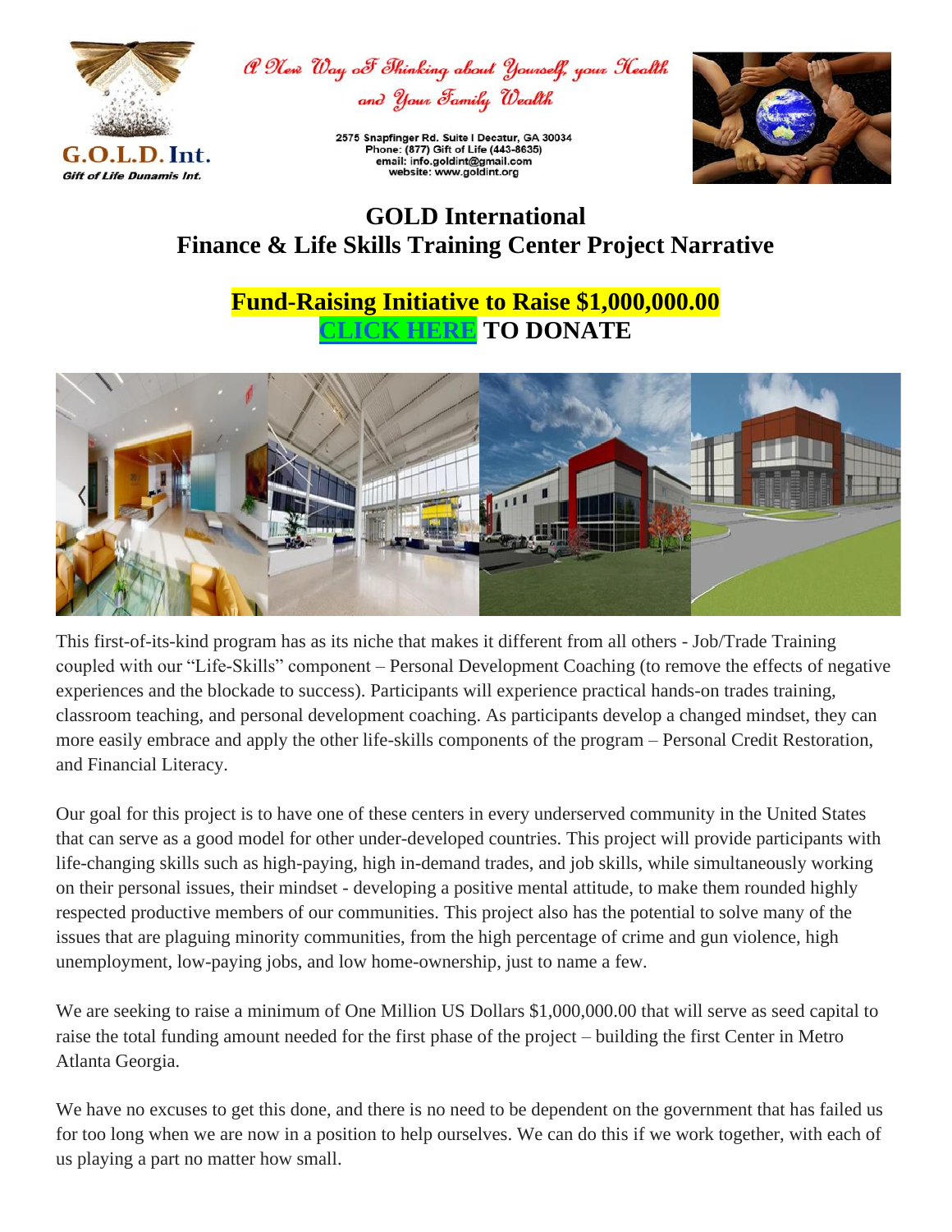G.O.L.D. Int.
*Gift of Life Dunamis Int.*

*A New Way of Thinking about Yourself, your Health and Your Family Wealth*

2575 Snapfinger Rd. Suite I Decatur, GA 30034
Phone: (877) Gift of Life (443-8635)
email: info.goldint@gmail.com
website: www.goldint.org

# GOLD International
# Finance & Life Skills Training Center Project Narrative

## Fund-Raising Initiative to Raise $1,000,000.00
## CLICK HERE TO DONATE

This first-of-its-kind program has as its niche that makes it different from all others - Job/Trade Training coupled with our "Life-Skills" component – Personal Development Coaching (to remove the effects of negative experiences and the blockade to success). Participants will experience practical hands-on trades training, classroom teaching, and personal development coaching. As participants develop a changed mindset, they can more easily embrace and apply the other life-skills components of the program – Personal Credit Restoration, and Financial Literacy.

Our goal for this project is to have one of these centers in every underserved community in the United States that can serve as a good model for other under-developed countries. This project will provide participants with life-changing skills such as high-paying, high in-demand trades, and job skills, while simultaneously working on their personal issues, their mindset - developing a positive mental attitude, to make them rounded highly respected productive members of our communities. This project also has the potential to solve many of the issues that are plaguing minority communities, from the high percentage of crime and gun violence, high unemployment, low-paying jobs, and low home-ownership, just to name a few.

We are seeking to raise a minimum of One Million US Dollars $1,000,000.00 that will serve as seed capital to raise the total funding amount needed for the first phase of the project – building the first Center in Metro Atlanta Georgia.

We have no excuses to get this done, and there is no need to be dependent on the government that has failed us for too long when we are now in a position to help ourselves. We can do this if we work together, with each of us playing a part no matter how small.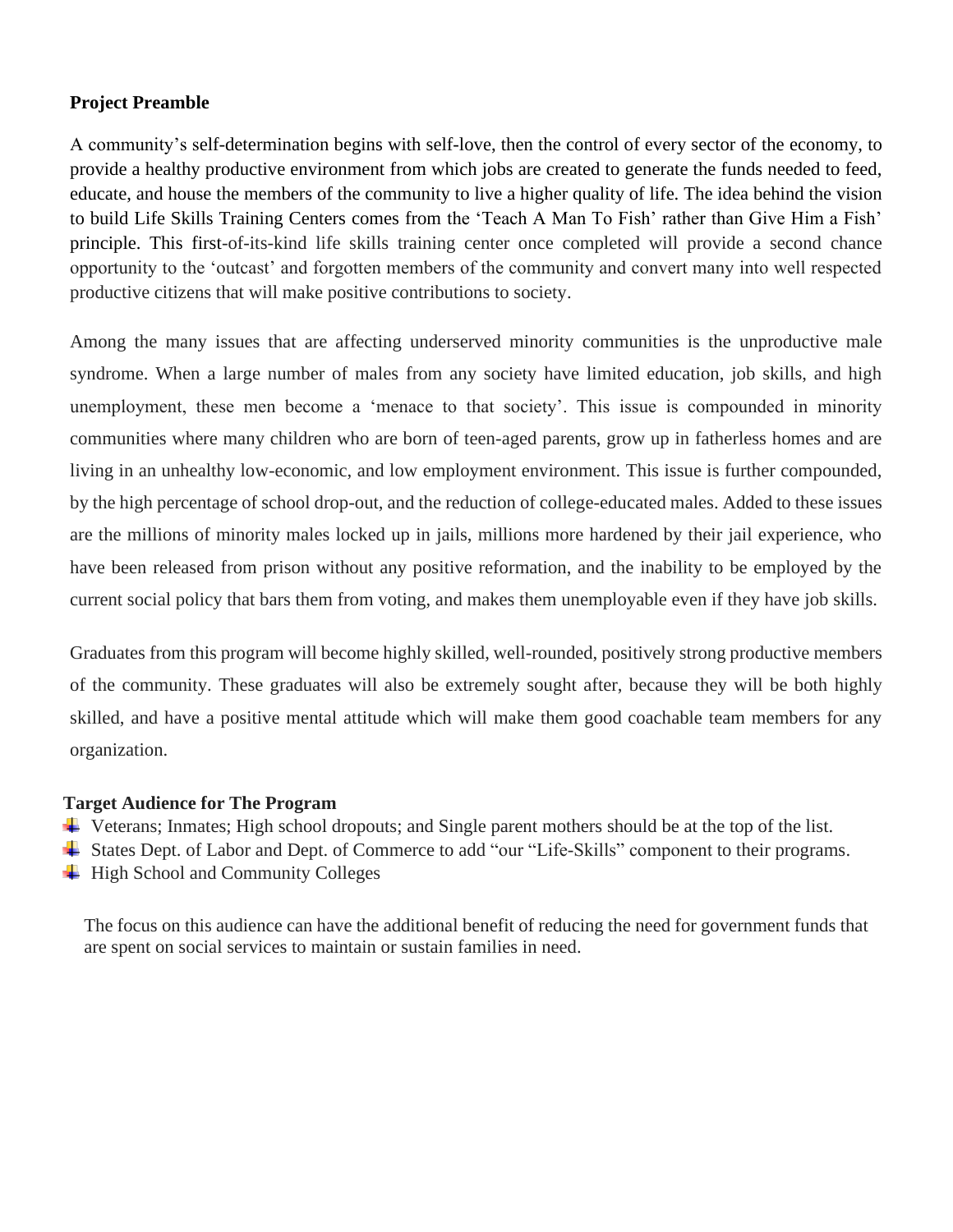**Project Preamble**

A community's self-determination begins with self-love, then the control of every sector of the economy, to provide a healthy productive environment from which jobs are created to generate the funds needed to feed, educate, and house the members of the community to live a higher quality of life. The idea behind the vision to build Life Skills Training Centers comes from the 'Teach A Man To Fish' rather than Give Him a Fish' principle. This first-of-its-kind life skills training center once completed will provide a second chance opportunity to the 'outcast' and forgotten members of the community and convert many into well respected productive citizens that will make positive contributions to society.

Among the many issues that are affecting underserved minority communities is the unproductive male syndrome. When a large number of males from any society have limited education, job skills, and high unemployment, these men become a 'menace to that society'. This issue is compounded in minority communities where many children who are born of teen-aged parents, grow up in fatherless homes and are living in an unhealthy low-economic, and low employment environment. This issue is further compounded, by the high percentage of school drop-out, and the reduction of college-educated males. Added to these issues are the millions of minority males locked up in jails, millions more hardened by their jail experience, who have been released from prison without any positive reformation, and the inability to be employed by the current social policy that bars them from voting, and makes them unemployable even if they have job skills.

Graduates from this program will become highly skilled, well-rounded, positively strong productive members of the community. These graduates will also be extremely sought after, because they will be both highly skilled, and have a positive mental attitude which will make them good coachable team members for any organization.

**Target Audience for The Program**

- Veterans; Inmates; High school dropouts; and Single parent mothers should be at the top of the list.
- States Dept. of Labor and Dept. of Commerce to add "our "Life-Skills" component to their programs.
- High School and Community Colleges

The focus on this audience can have the additional benefit of reducing the need for government funds that are spent on social services to maintain or sustain families in need.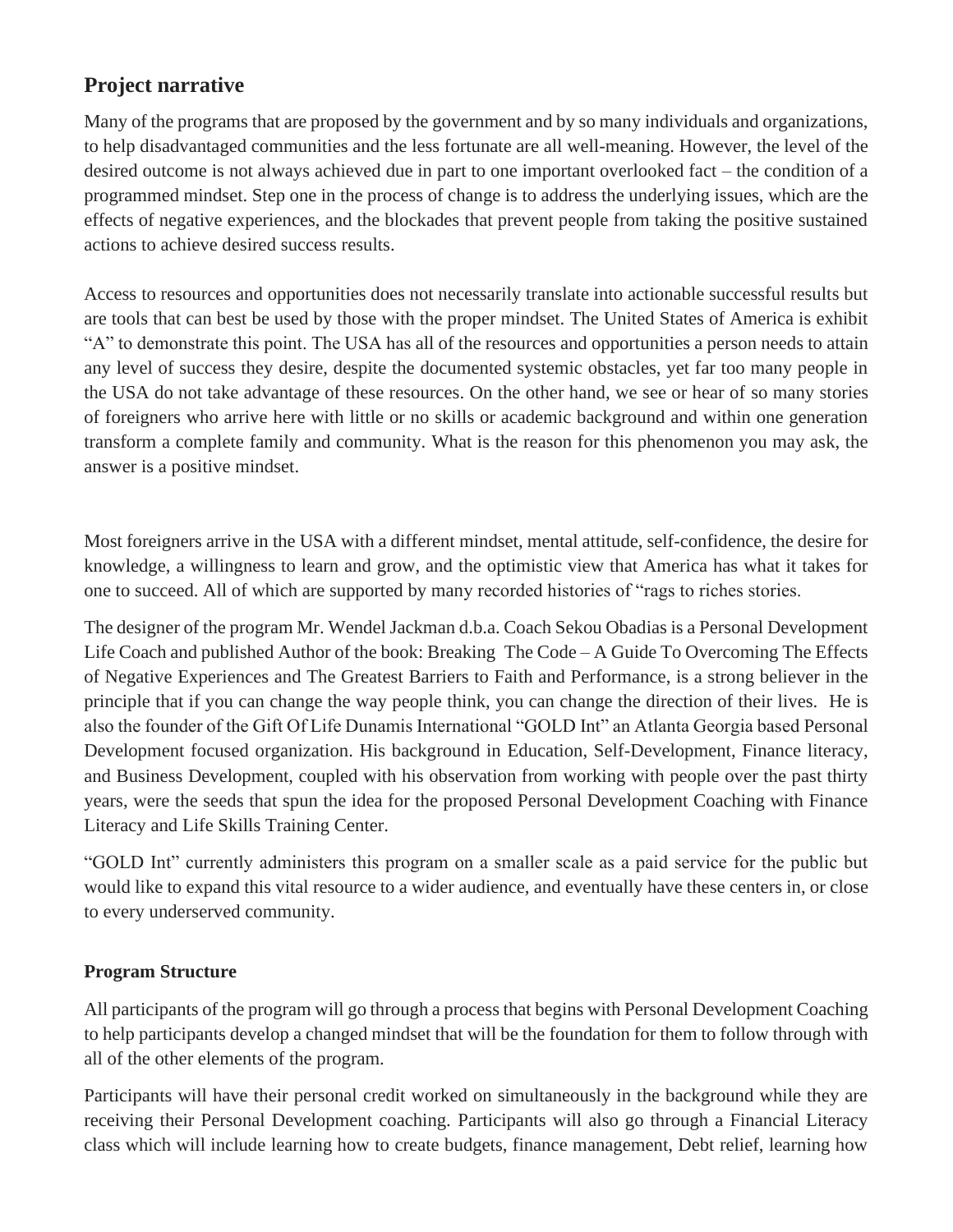## Project narrative

Many of the programs that are proposed by the government and by so many individuals and organizations, to help disadvantaged communities and the less fortunate are all well-meaning. However, the level of the desired outcome is not always achieved due in part to one important overlooked fact – the condition of a programmed mindset. Step one in the process of change is to address the underlying issues, which are the effects of negative experiences, and the blockades that prevent people from taking the positive sustained actions to achieve desired success results.

Access to resources and opportunities does not necessarily translate into actionable successful results but are tools that can best be used by those with the proper mindset. The United States of America is exhibit "A" to demonstrate this point. The USA has all of the resources and opportunities a person needs to attain any level of success they desire, despite the documented systemic obstacles, yet far too many people in the USA do not take advantage of these resources. On the other hand, we see or hear of so many stories of foreigners who arrive here with little or no skills or academic background and within one generation transform a complete family and community. What is the reason for this phenomenon you may ask, the answer is a positive mindset.

Most foreigners arrive in the USA with a different mindset, mental attitude, self-confidence, the desire for knowledge, a willingness to learn and grow, and the optimistic view that America has what it takes for one to succeed. All of which are supported by many recorded histories of "rags to riches stories.

The designer of the program Mr. Wendel Jackman d.b.a. Coach Sekou Obadias is a Personal Development Life Coach and published Author of the book: Breaking The Code – A Guide To Overcoming The Effects of Negative Experiences and The Greatest Barriers to Faith and Performance, is a strong believer in the principle that if you can change the way people think, you can change the direction of their lives. He is also the founder of the Gift Of Life Dunamis International "GOLD Int" an Atlanta Georgia based Personal Development focused organization. His background in Education, Self-Development, Finance literacy, and Business Development, coupled with his observation from working with people over the past thirty years, were the seeds that spun the idea for the proposed Personal Development Coaching with Finance Literacy and Life Skills Training Center.

"GOLD Int" currently administers this program on a smaller scale as a paid service for the public but would like to expand this vital resource to a wider audience, and eventually have these centers in, or close to every underserved community.

**Program Structure**

All participants of the program will go through a process that begins with Personal Development Coaching to help participants develop a changed mindset that will be the foundation for them to follow through with all of the other elements of the program.

Participants will have their personal credit worked on simultaneously in the background while they are receiving their Personal Development coaching. Participants will also go through a Financial Literacy class which will include learning how to create budgets, finance management, Debt relief, learning how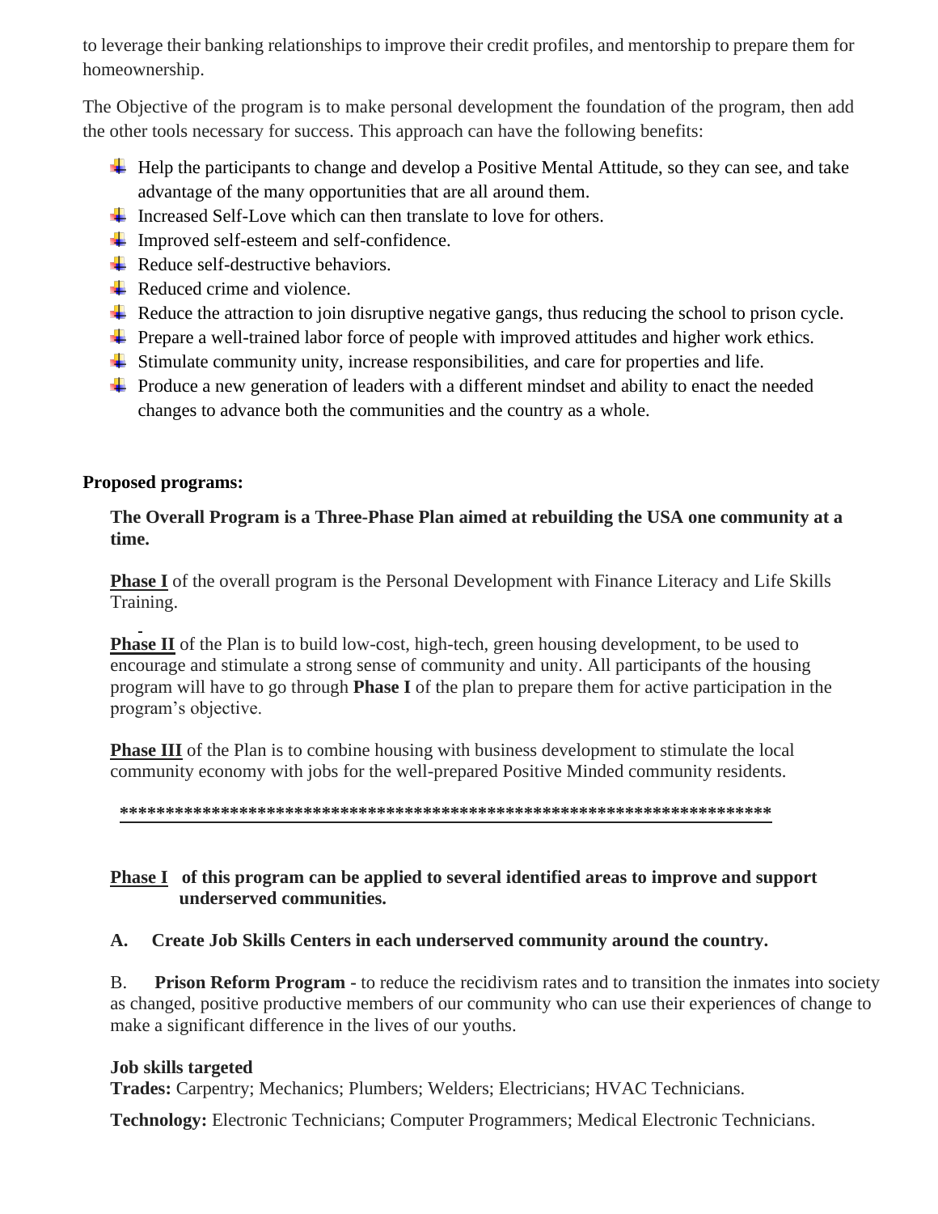to leverage their banking relationships to improve their credit profiles, and mentorship to prepare them for homeownership.

The Objective of the program is to make personal development the foundation of the program, then add the other tools necessary for success. This approach can have the following benefits:

- Help the participants to change and develop a Positive Mental Attitude, so they can see, and take advantage of the many opportunities that are all around them.
- Increased Self-Love which can then translate to love for others.
- Improved self-esteem and self-confidence.
- Reduce self-destructive behaviors.
- Reduced crime and violence.
- Reduce the attraction to join disruptive negative gangs, thus reducing the school to prison cycle.
- Prepare a well-trained labor force of people with improved attitudes and higher work ethics.
- Stimulate community unity, increase responsibilities, and care for properties and life.
- Produce a new generation of leaders with a different mindset and ability to enact the needed changes to advance both the communities and the country as a whole.

**Proposed programs:**

**The Overall Program is a Three-Phase Plan aimed at rebuilding the USA one community at a time.**

**Phase I** of the overall program is the Personal Development with Finance Literacy and Life Skills Training.

**Phase II** of the Plan is to build low-cost, high-tech, green housing development, to be used to encourage and stimulate a strong sense of community and unity. All participants of the housing program will have to go through **Phase I** of the plan to prepare them for active participation in the program's objective.

**Phase III** of the Plan is to combine housing with business development to stimulate the local community economy with jobs for the well-prepared Positive Minded community residents.

**************************************************************************

**Phase I of this program can be applied to several identified areas to improve and support underserved communities.**

**A. Create Job Skills Centers in each underserved community around the country.**

B. **Prison Reform Program -** to reduce the recidivism rates and to transition the inmates into society as changed, positive productive members of our community who can use their experiences of change to make a significant difference in the lives of our youths.

**Job skills targeted**
**Trades:** Carpentry; Mechanics; Plumbers; Welders; Electricians; HVAC Technicians.

**Technology:** Electronic Technicians; Computer Programmers; Medical Electronic Technicians.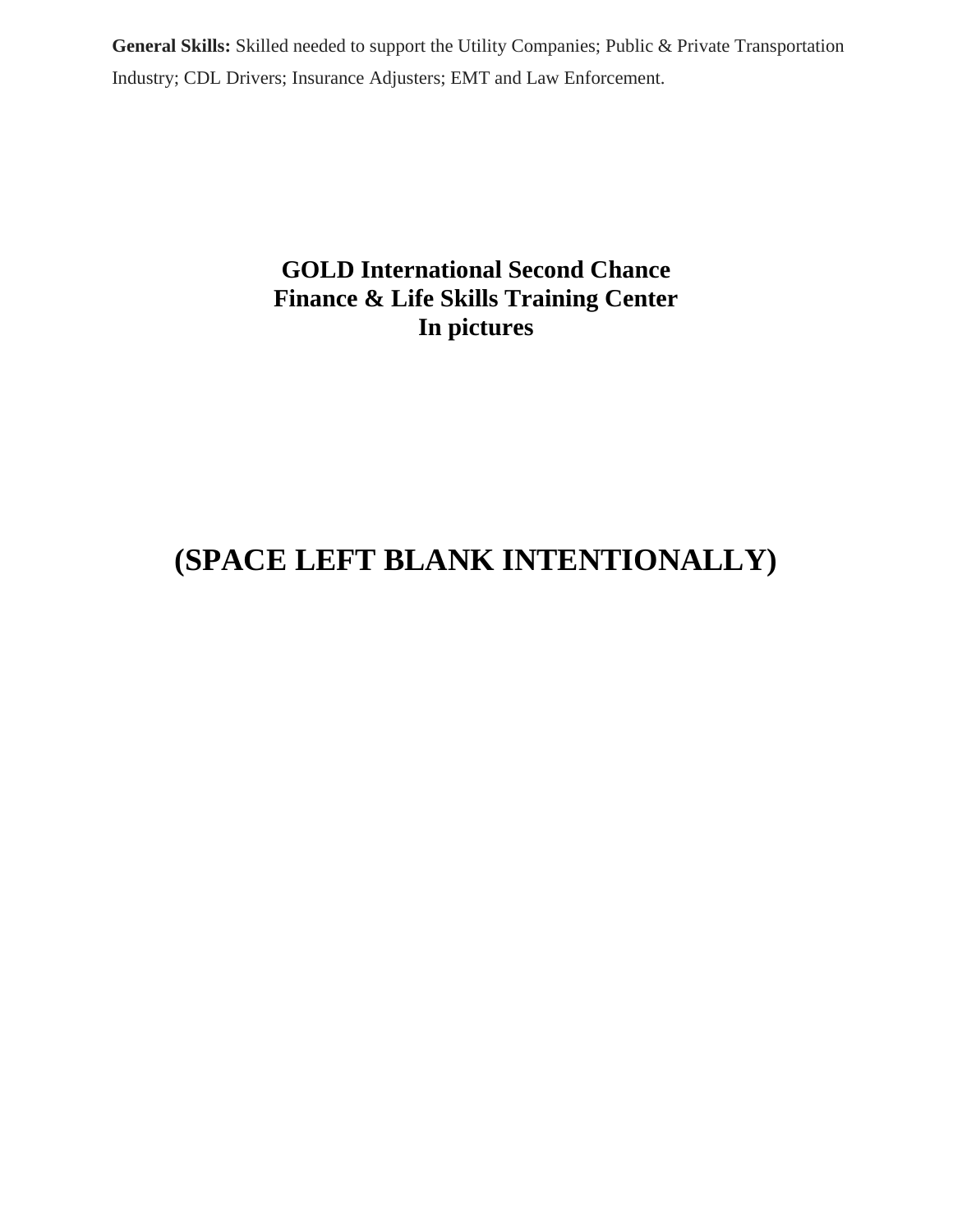**General Skills:** Skilled needed to support the Utility Companies; Public & Private Transportation Industry; CDL Drivers; Insurance Adjusters; EMT and Law Enforcement.

## GOLD International Second Chance Finance & Life Skills Training Center In pictures

# (SPACE LEFT BLANK INTENTIONALLY)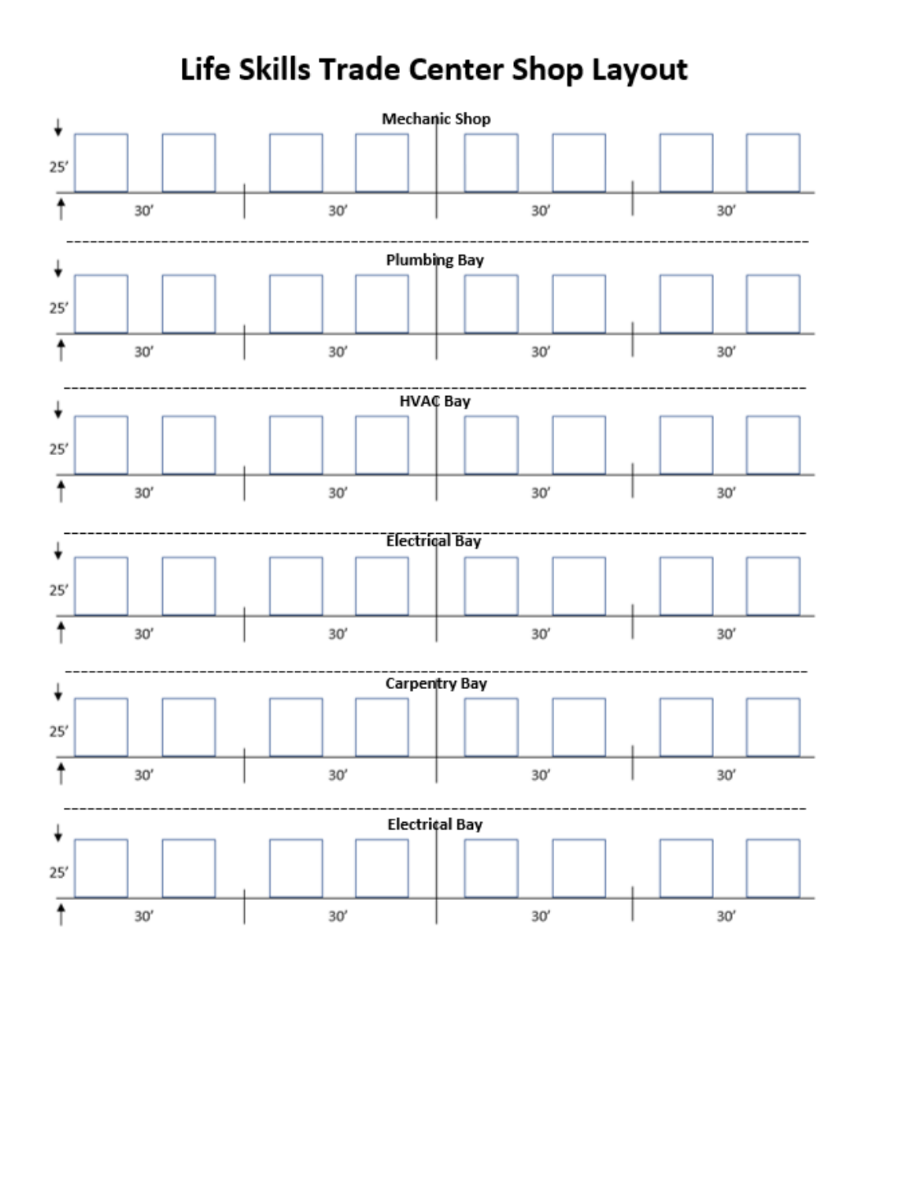# Life Skills Trade Center Shop Layout

Mechanic Shop

25'

30' 30' 30' 30'

Plumbing Bay

25'

30' 30' 30' 30'

HVAC Bay

25'

30' 30' 30' 30'

Electrical Bay

25'

30' 30' 30' 30'

Carpentry Bay

25'

30' 30' 30' 30'

Electrical Bay

25'

30' 30' 30' 30'